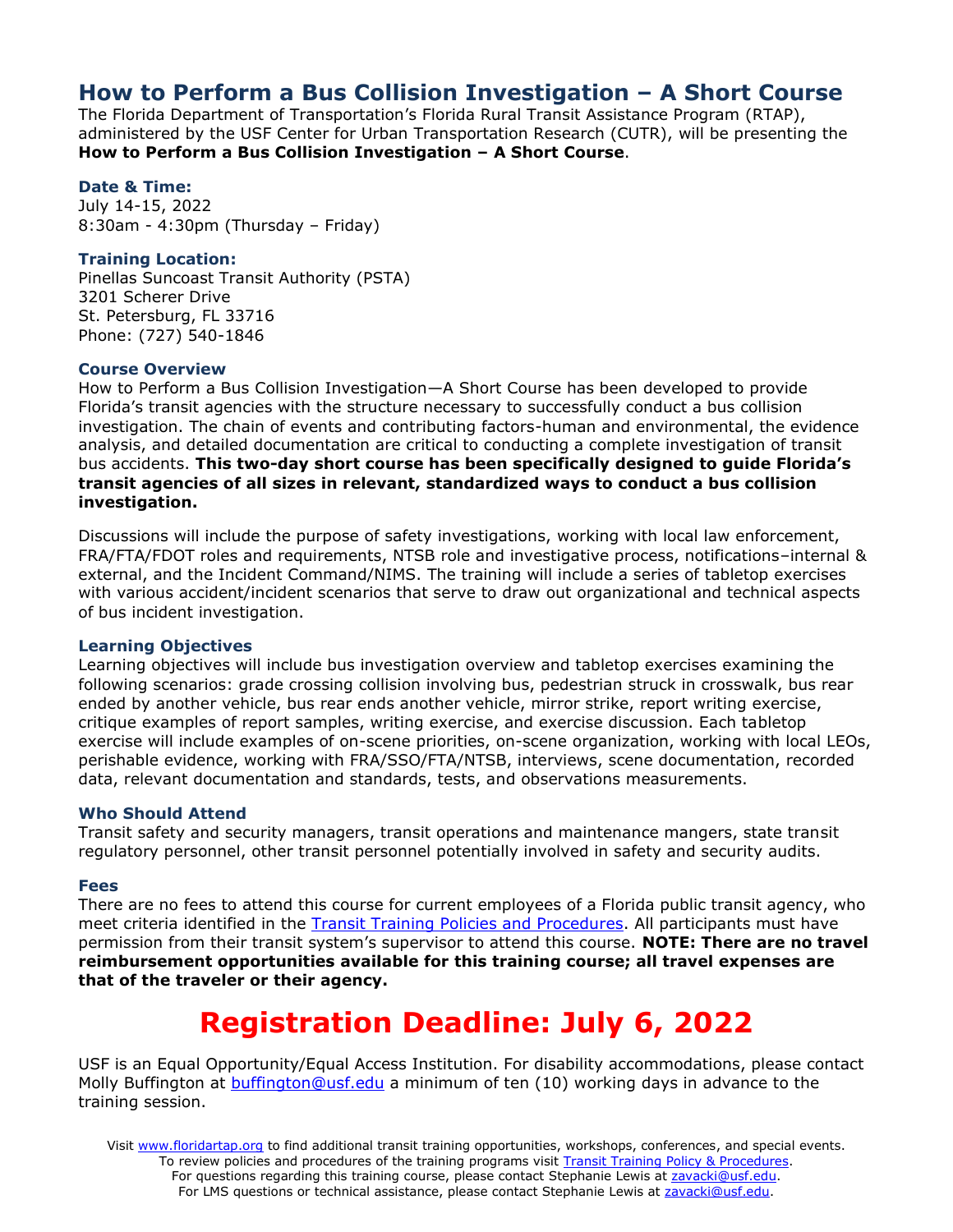# How to Perform a Bus Collision Investigation – A Short Course

The Florida Department of Transportation's Florida Rural Transit Assistance Program (RTAP), administered by the USF Center for Urban Transportation Research (CUTR), will be presenting the **How to Perform a Bus Collision Investigation – A Short Course**.

### Date & Time:

July 14-15, 2022
8:30am - 4:30pm (Thursday – Friday)

### Training Location:

Pinellas Suncoast Transit Authority (PSTA)
3201 Scherer Drive
St. Petersburg, FL 33716
Phone: (727) 540-1846

### Course Overview

How to Perform a Bus Collision Investigation—A Short Course has been developed to provide Florida's transit agencies with the structure necessary to successfully conduct a bus collision investigation. The chain of events and contributing factors-human and environmental, the evidence analysis, and detailed documentation are critical to conducting a complete investigation of transit bus accidents. **This two-day short course has been specifically designed to guide Florida's transit agencies of all sizes in relevant, standardized ways to conduct a bus collision investigation.**

Discussions will include the purpose of safety investigations, working with local law enforcement, FRA/FTA/FDOT roles and requirements, NTSB role and investigative process, notifications–internal & external, and the Incident Command/NIMS. The training will include a series of tabletop exercises with various accident/incident scenarios that serve to draw out organizational and technical aspects of bus incident investigation.

### Learning Objectives

Learning objectives will include bus investigation overview and tabletop exercises examining the following scenarios: grade crossing collision involving bus, pedestrian struck in crosswalk, bus rear ended by another vehicle, bus rear ends another vehicle, mirror strike, report writing exercise, critique examples of report samples, writing exercise, and exercise discussion. Each tabletop exercise will include examples of on-scene priorities, on-scene organization, working with local LEOs, perishable evidence, working with FRA/SSO/FTA/NTSB, interviews, scene documentation, recorded data, relevant documentation and standards, tests, and observations measurements.

### Who Should Attend

Transit safety and security managers, transit operations and maintenance mangers, state transit regulatory personnel, other transit personnel potentially involved in safety and security audits.

### Fees

There are no fees to attend this course for current employees of a Florida public transit agency, who meet criteria identified in the [Transit Training Policies and Procedures](). All participants must have permission from their transit system's supervisor to attend this course. **NOTE: There are no travel reimbursement opportunities available for this training course; all travel expenses are that of the traveler or their agency.**

## Registration Deadline: July 6, 2022

USF is an Equal Opportunity/Equal Access Institution. For disability accommodations, please contact Molly Buffington at buffington@usf.edu a minimum of ten (10) working days in advance to the training session.

Visit www.floridartap.org to find additional transit training opportunities, workshops, conferences, and special events.
To review policies and procedures of the training programs visit [Transit Training Policy & Procedures]().
For questions regarding this training course, please contact Stephanie Lewis at zavacki@usf.edu.
For LMS questions or technical assistance, please contact Stephanie Lewis at zavacki@usf.edu.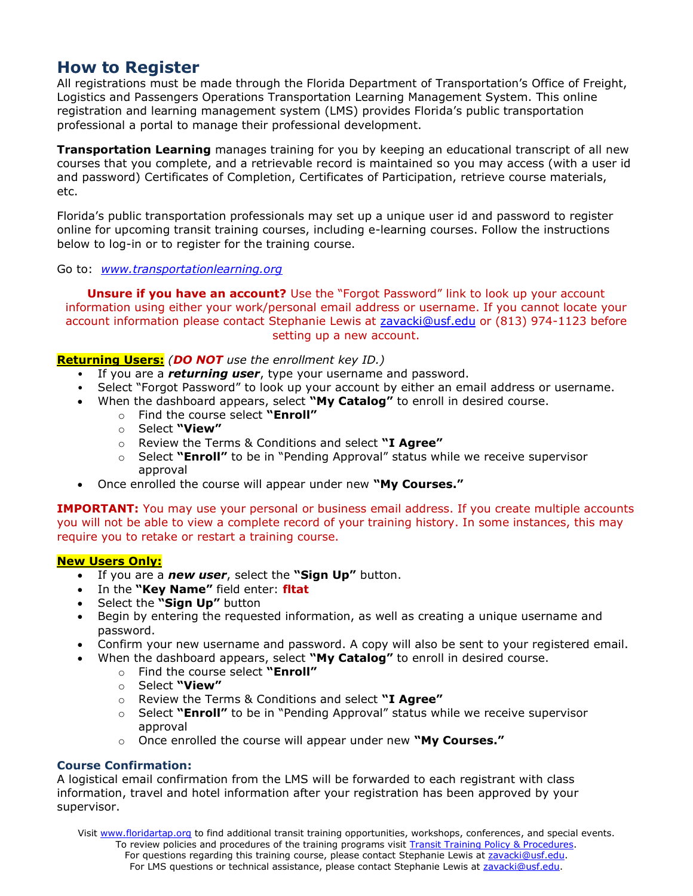# How to Register

All registrations must be made through the Florida Department of Transportation's Office of Freight, Logistics and Passengers Operations Transportation Learning Management System. This online registration and learning management system (LMS) provides Florida's public transportation professional a portal to manage their professional development.

**Transportation Learning** manages training for you by keeping an educational transcript of all new courses that you complete, and a retrievable record is maintained so you may access (with a user id and password) Certificates of Completion, Certificates of Participation, retrieve course materials, etc.

Florida's public transportation professionals may set up a unique user id and password to register online for upcoming transit training courses, including e-learning courses. Follow the instructions below to log-in or to register for the training course.

Go to: *www.transportationlearning.org*

**Unsure if you have an account?** Use the "Forgot Password" link to look up your account information using either your work/personal email address or username. If you cannot locate your account information please contact Stephanie Lewis at zavacki@usf.edu or (813) 974-1123 before setting up a new account.

**Returning Users:** *(**DO NOT** use the enrollment key ID.)*

- If you are a ***returning user***, type your username and password.
- Select "Forgot Password" to look up your account by either an email address or username.
- When the dashboard appears, select **"My Catalog"** to enroll in desired course.
  - Find the course select **"Enroll"**
  - Select **"View"**
  - Review the Terms & Conditions and select **"I Agree"**
  - Select **"Enroll"** to be in "Pending Approval" status while we receive supervisor approval
- Once enrolled the course will appear under new **"My Courses."**

**IMPORTANT:** You may use your personal or business email address. If you create multiple accounts you will not be able to view a complete record of your training history. In some instances, this may require you to retake or restart a training course.

**New Users Only:**

- If you are a ***new user***, select the **"Sign Up"** button.
- In the **"Key Name"** field enter: **fltat**
- Select the **"Sign Up"** button
- Begin by entering the requested information, as well as creating a unique username and password.
- Confirm your new username and password. A copy will also be sent to your registered email.
- When the dashboard appears, select **"My Catalog"** to enroll in desired course.
  - Find the course select **"Enroll"**
  - Select **"View"**
  - Review the Terms & Conditions and select **"I Agree"**
  - Select **"Enroll"** to be in "Pending Approval" status while we receive supervisor approval
  - Once enrolled the course will appear under new **"My Courses."**

### Course Confirmation:

A logistical email confirmation from the LMS will be forwarded to each registrant with class information, travel and hotel information after your registration has been approved by your supervisor.

Visit www.floridartap.org to find additional transit training opportunities, workshops, conferences, and special events.
To review policies and procedures of the training programs visit Transit Training Policy & Procedures.
For questions regarding this training course, please contact Stephanie Lewis at zavacki@usf.edu.
For LMS questions or technical assistance, please contact Stephanie Lewis at zavacki@usf.edu.